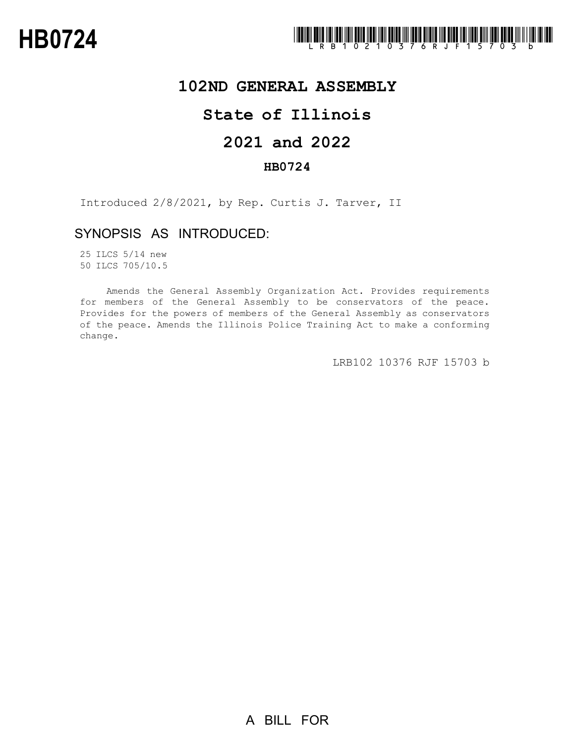# HB0724

LRB102 10376 RJF 15703 b

## 102ND GENERAL ASSEMBLY

## State of Illinois

## 2021 and 2022

### HB0724

Introduced 2/8/2021, by Rep. Curtis J. Tarver, II

### SYNOPSIS AS INTRODUCED:

25 ILCS 5/14 new
50 ILCS 705/10.5

Amends the General Assembly Organization Act. Provides requirements for members of the General Assembly to be conservators of the peace. Provides for the powers of members of the General Assembly as conservators of the peace. Amends the Illinois Police Training Act to make a conforming change.

LRB102 10376 RJF 15703 b

A BILL FOR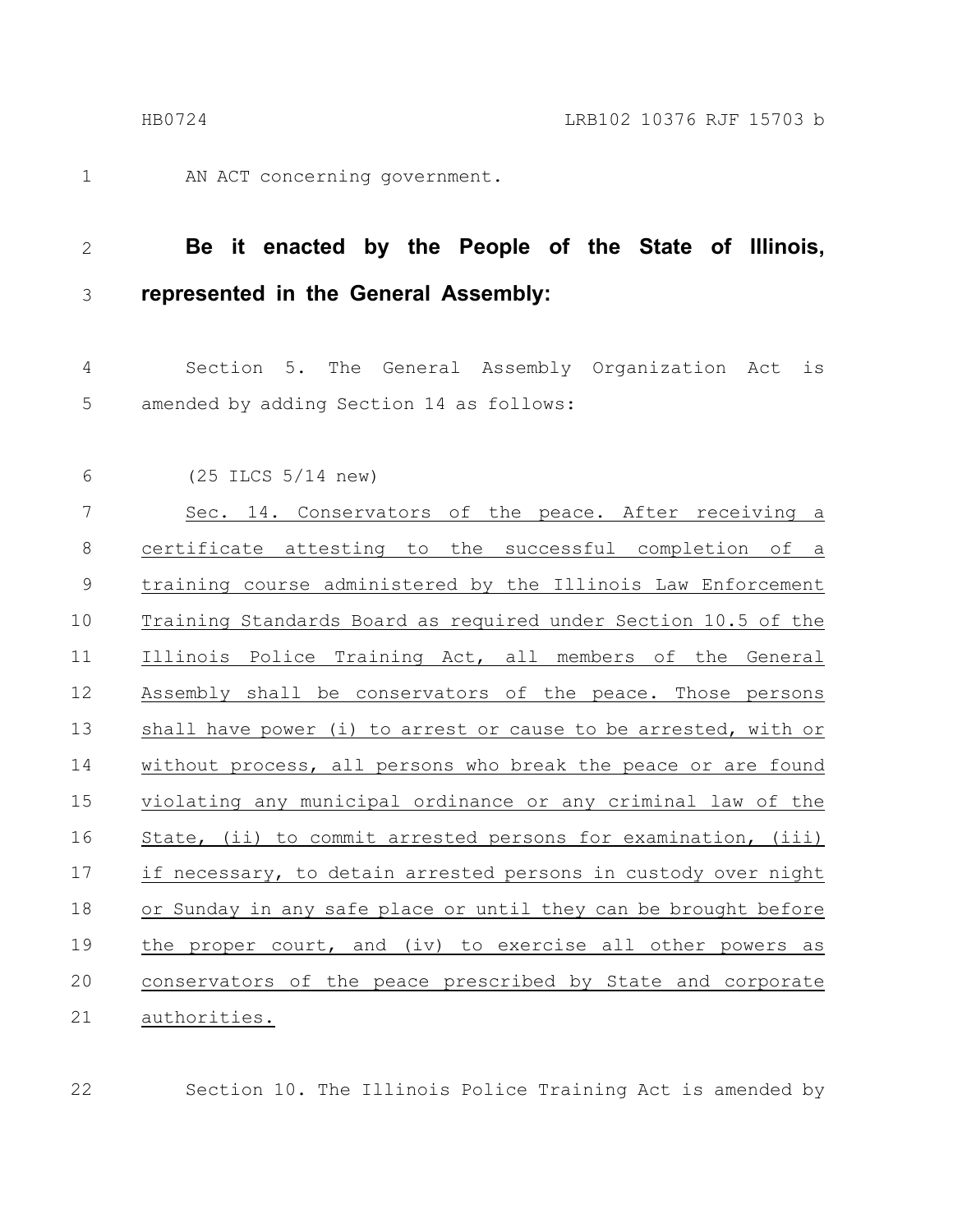AN ACT concerning government.

**Be it enacted by the People of the State of Illinois, represented in the General Assembly:**

Section 5. The General Assembly Organization Act is amended by adding Section 14 as follows:

(25 ILCS 5/14 new)

Sec. 14. Conservators of the peace. After receiving a certificate attesting to the successful completion of a training course administered by the Illinois Law Enforcement Training Standards Board as required under Section 10.5 of the Illinois Police Training Act, all members of the General Assembly shall be conservators of the peace. Those persons shall have power (i) to arrest or cause to be arrested, with or without process, all persons who break the peace or are found violating any municipal ordinance or any criminal law of the State, (ii) to commit arrested persons for examination, (iii) if necessary, to detain arrested persons in custody over night or Sunday in any safe place or until they can be brought before the proper court, and (iv) to exercise all other powers as conservators of the peace prescribed by State and corporate authorities.

Section 10. The Illinois Police Training Act is amended by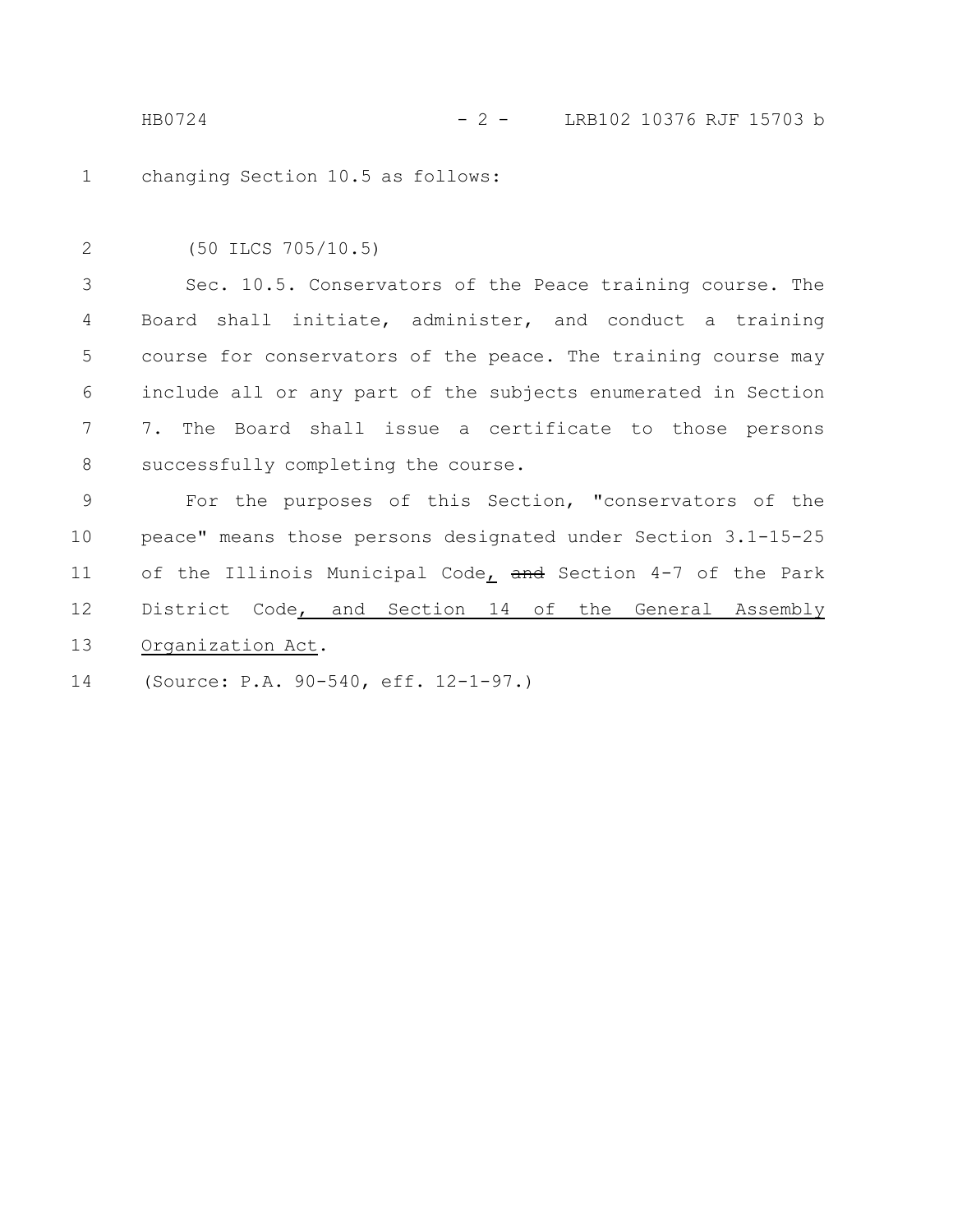changing Section 10.5 as follows:

(50 ILCS 705/10.5)

Sec. 10.5. Conservators of the Peace training course. The Board shall initiate, administer, and conduct a training course for conservators of the peace. The training course may include all or any part of the subjects enumerated in Section 7. The Board shall issue a certificate to those persons successfully completing the course.

For the purposes of this Section, "conservators of the peace" means those persons designated under Section 3.1-15-25 of the Illinois Municipal Code, ~~and~~ Section 4-7 of the Park District Code, and Section 14 of the General Assembly Organization Act.

(Source: P.A. 90-540, eff. 12-1-97.)